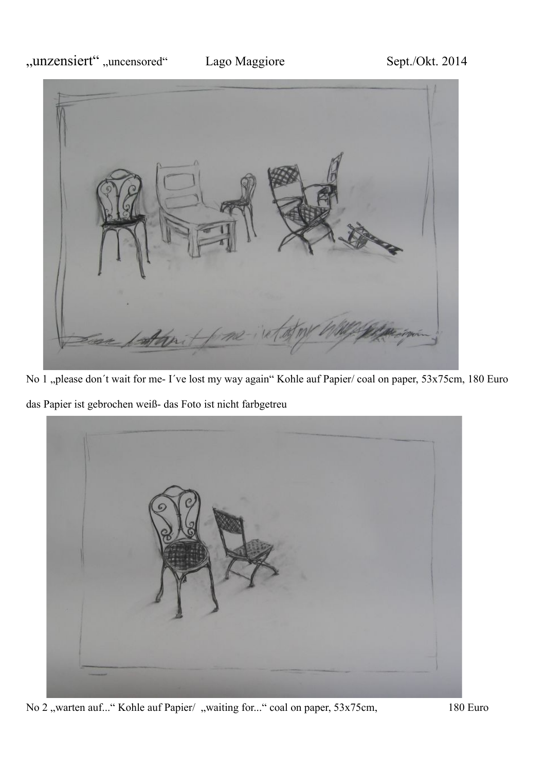„unzensiert" „uncensored" Lago Maggiore Sept./Okt. 2014

No 1 „please don´t wait for me- I´ve lost my way again" Kohle auf Papier/ coal on paper, 53x75cm, 180 Euro

das Papier ist gebrochen weiß- das Foto ist nicht farbgetreu

No 2 „warten auf..." Kohle auf Papier/ „waiting for..." coal on paper, 53x75cm, 180 Euro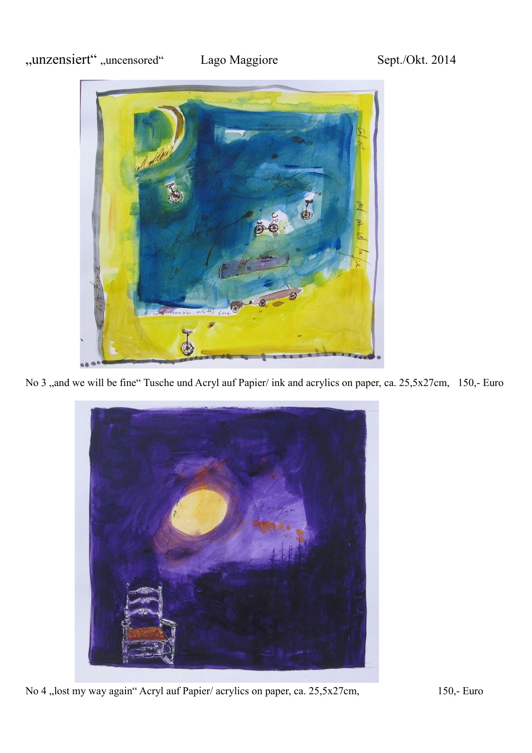„unzensiert" „uncensored" Lago Maggiore Sept./Okt. 2014

No 3 „and we will be fine" Tusche und Acryl auf Papier/ ink and acrylics on paper, ca. 25,5x27cm, 150,- Euro

No 4 „lost my way again" Acryl auf Papier/ acrylics on paper, ca. 25,5x27cm, 150,- Euro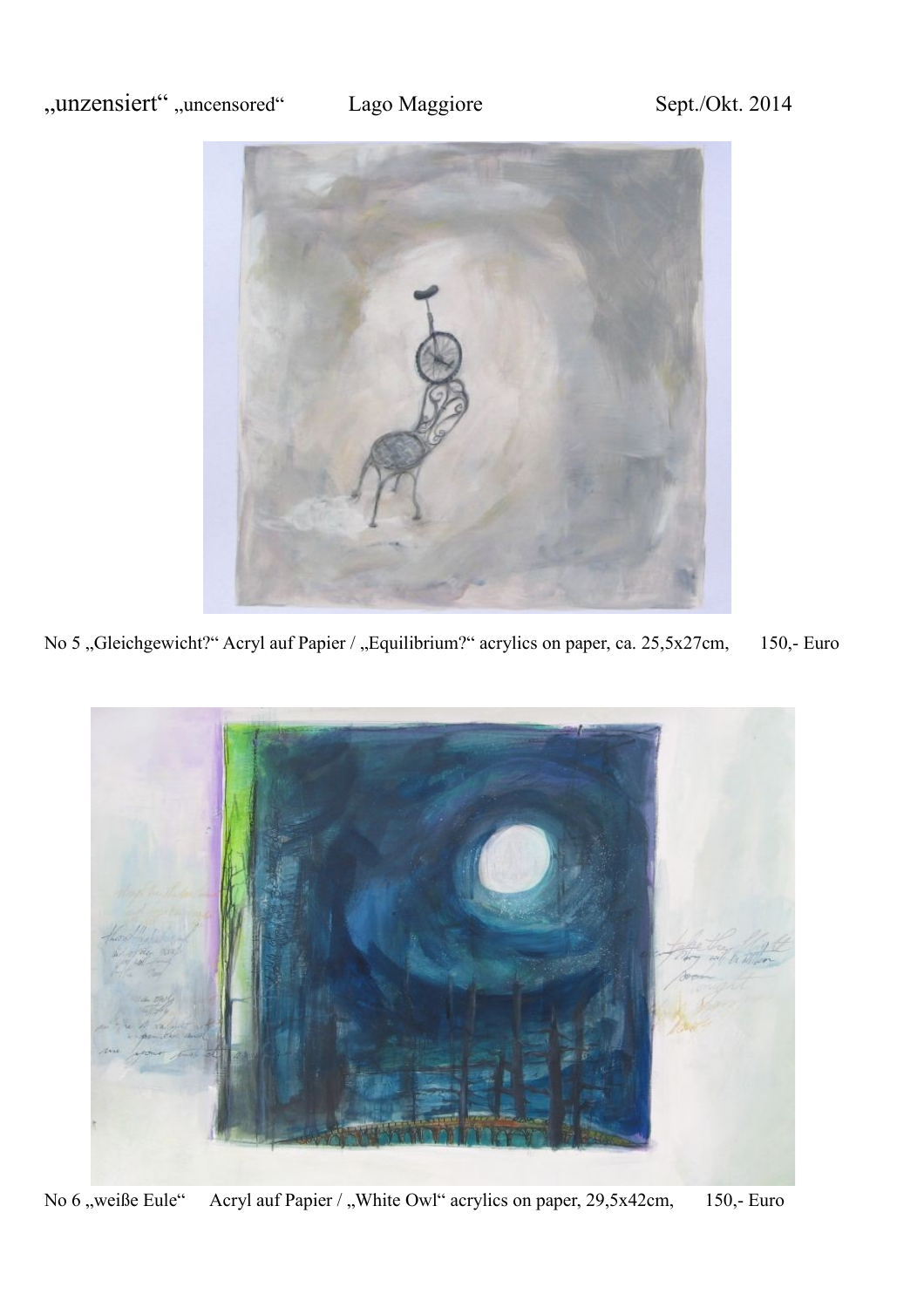„unzensiert" „uncensored" Lago Maggiore Sept./Okt. 2014

No 5 „Gleichgewicht?" Acryl auf Papier / „Equilibrium?" acrylics on paper, ca. 25,5x27cm, 150,- Euro

No 6 „weiße Eule" Acryl auf Papier / „White Owl" acrylics on paper, 29,5x42cm, 150,- Euro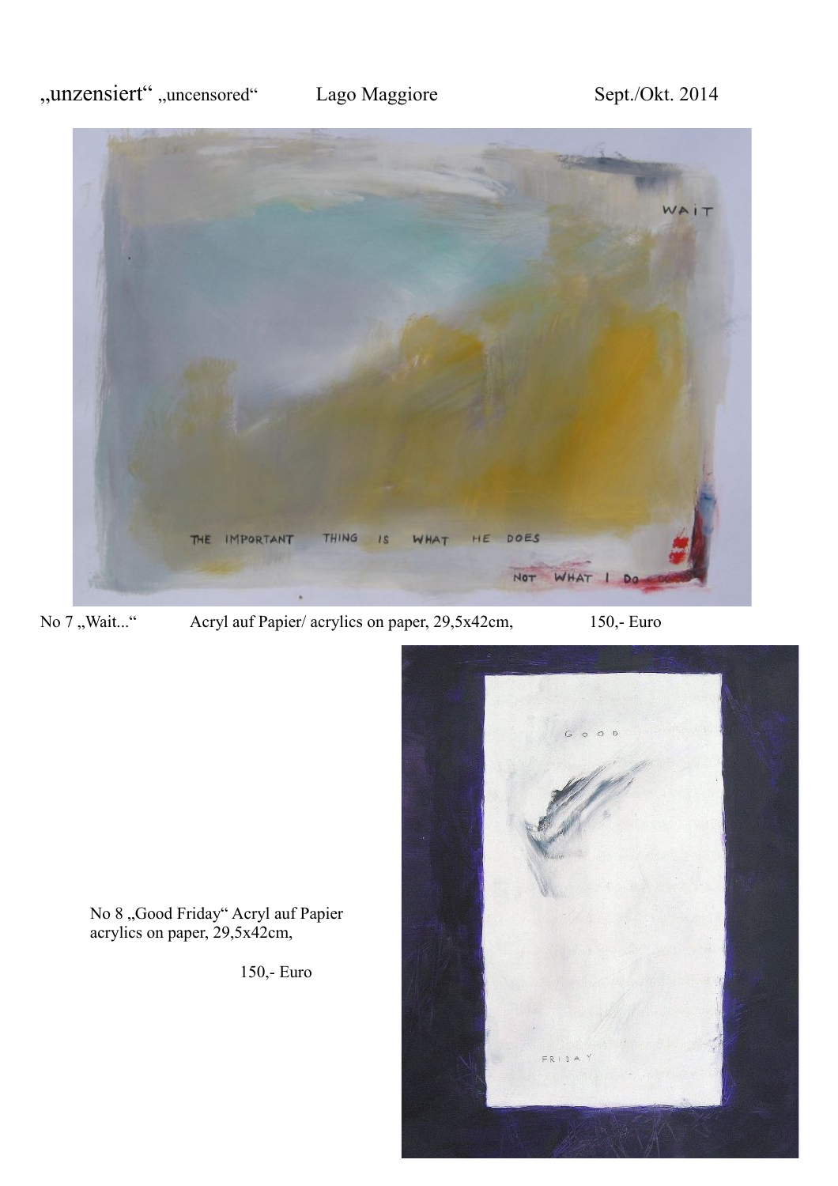„unzensiert" „uncensored" Lago Maggiore Sept./Okt. 2014

No 7 „Wait..." Acryl auf Papier/ acrylics on paper, 29,5x42cm, 150,- Euro

No 8 „Good Friday" Acryl auf Papier acrylics on paper, 29,5x42cm,

150,- Euro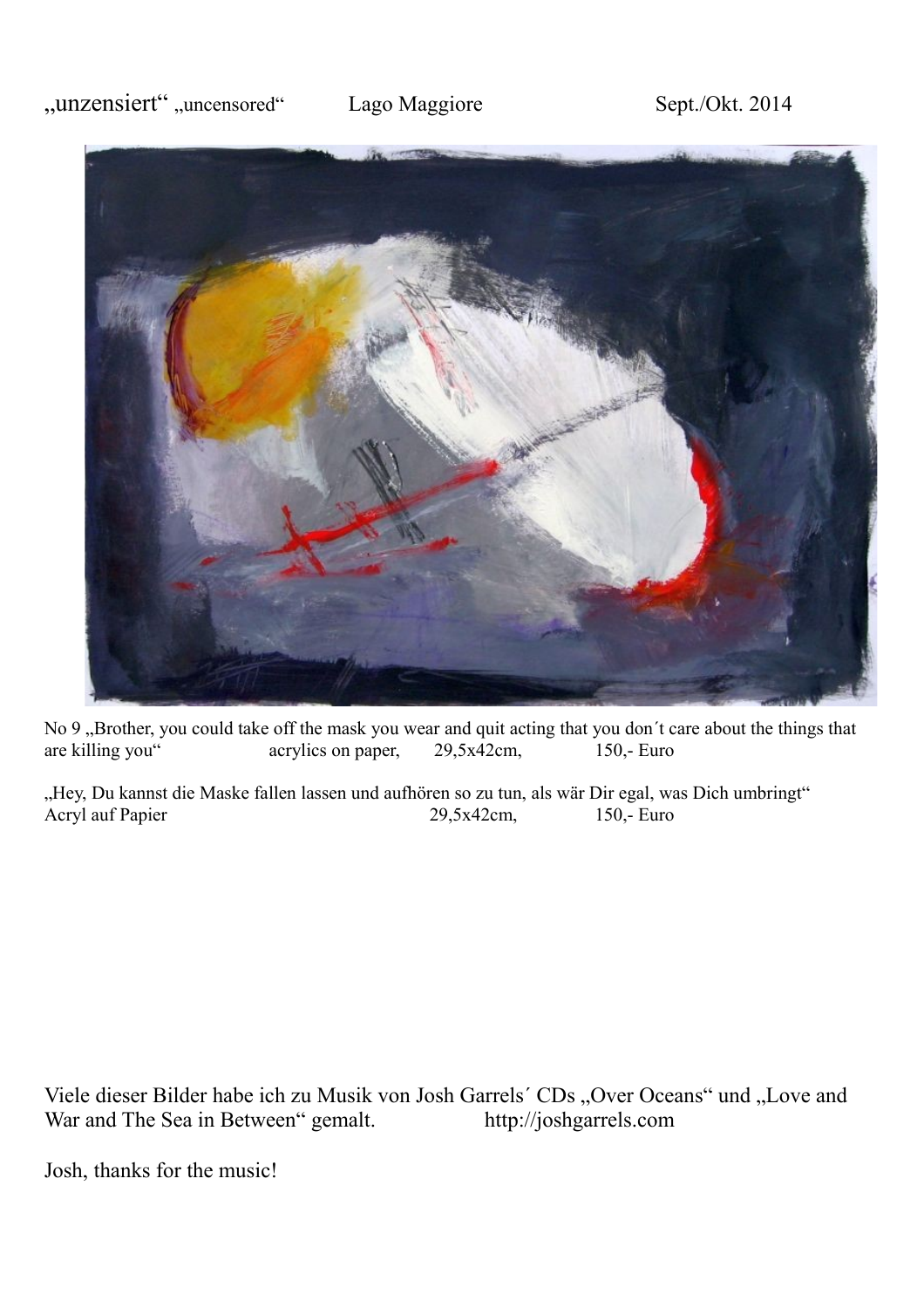„unzensiert“ „uncensored“ Lago Maggiore Sept./Okt. 2014

No 9 „Brother, you could take off the mask you wear and quit acting that you don´t care about the things that are killing you“ acrylics on paper, 29,5x42cm, 150,- Euro

„Hey, Du kannst die Maske fallen lassen und aufhören so zu tun, als wär Dir egal, was Dich umbringt“
Acryl auf Papier 29,5x42cm, 150,- Euro

Viele dieser Bilder habe ich zu Musik von Josh Garrels´ CDs „Over Oceans“ und „Love and War and The Sea in Between“ gemalt. http://joshgarrels.com

Josh, thanks for the music!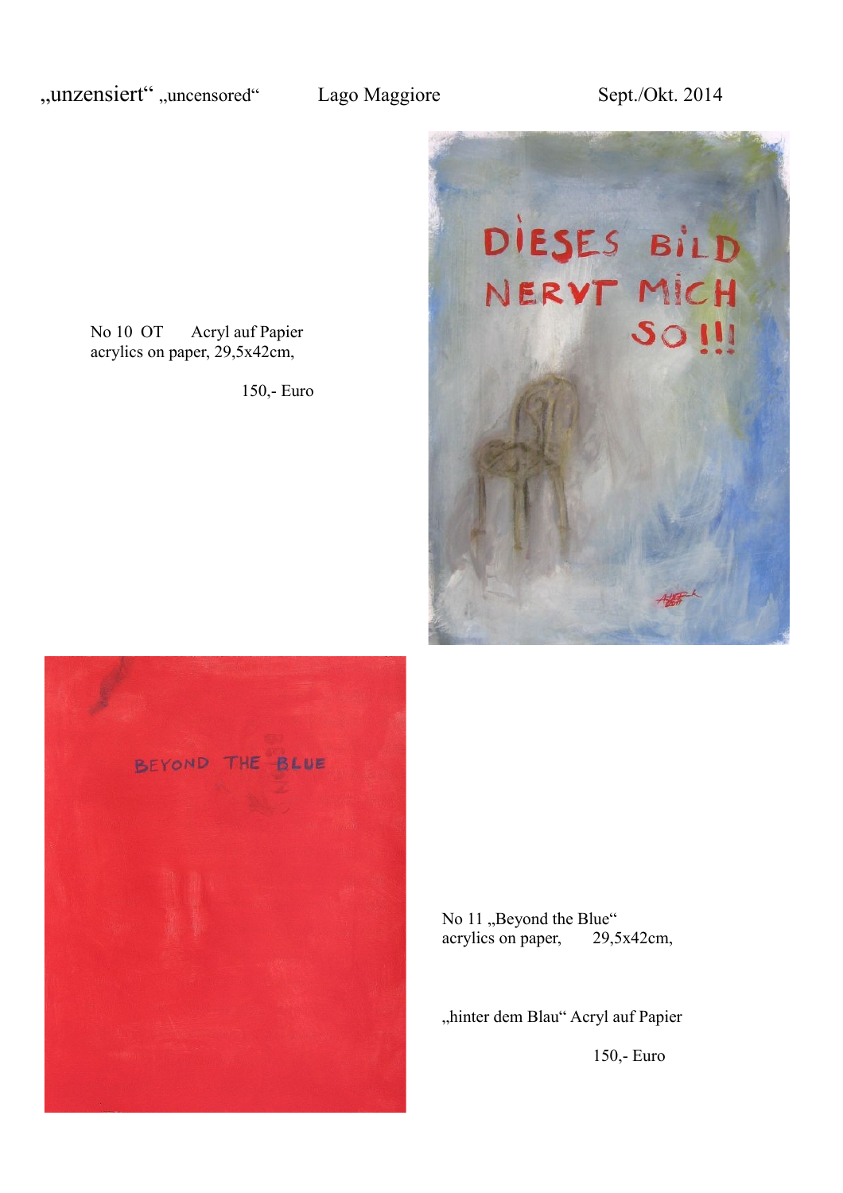„unzensiert“ „uncensored“ Lago Maggiore Sept./Okt. 2014

No 10 OT Acryl auf Papier
acrylics on paper, 29,5x42cm,

150,- Euro

No 11 „Beyond the Blue“
acrylics on paper, 29,5x42cm,

„hinter dem Blau“ Acryl auf Papier

150,- Euro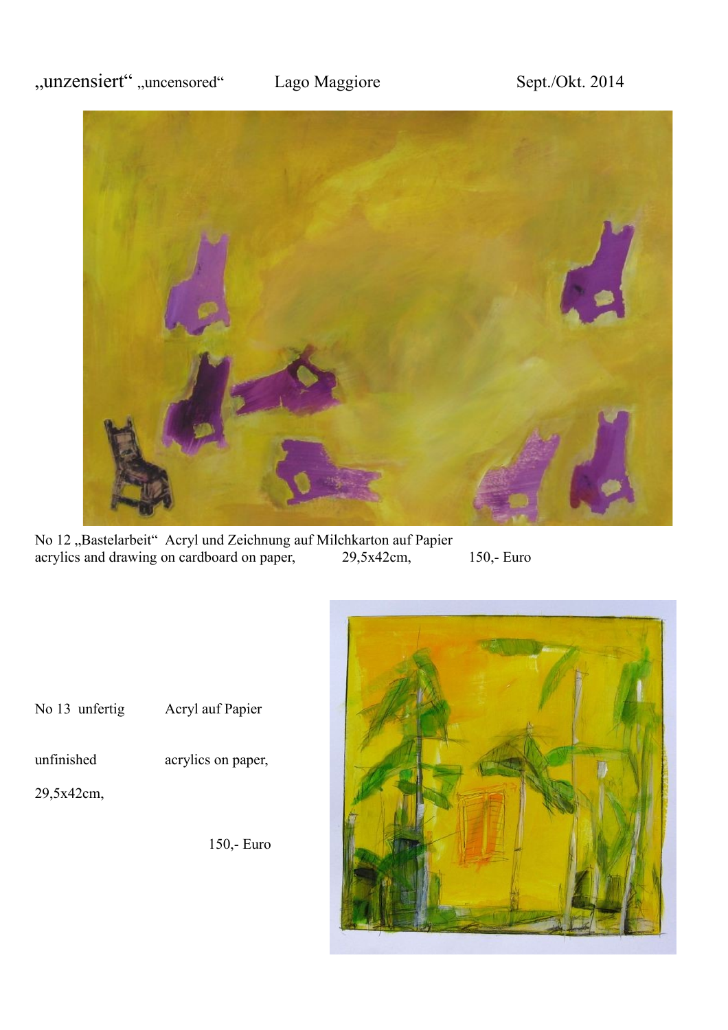„unzensiert“ „uncensored“ Lago Maggiore Sept./Okt. 2014

No 12 „Bastelarbeit“ Acryl und Zeichnung auf Milchkarton auf Papier
acrylics and drawing on cardboard on paper, 29,5x42cm, 150,- Euro

No 13 unfertig Acryl auf Papier

unfinished acrylics on paper,

29,5x42cm,

150,- Euro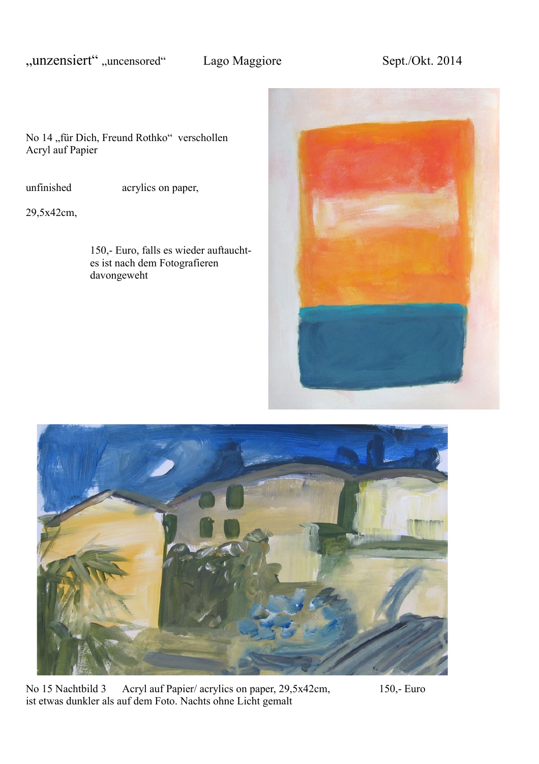„unzensiert" „uncensored"  Lago Maggiore  Sept./Okt. 2014

No 14 „für Dich, Freund Rothko"  verschollen
Acryl auf Papier

unfinished  acrylics on paper,

29,5x42cm,

150,- Euro, falls es wieder auftaucht-
es ist nach dem Fotografieren
davongeweht

No 15 Nachtbild 3  Acryl auf Papier/ acrylics on paper, 29,5x42cm,  150,- Euro
ist etwas dunkler als auf dem Foto. Nachts ohne Licht gemalt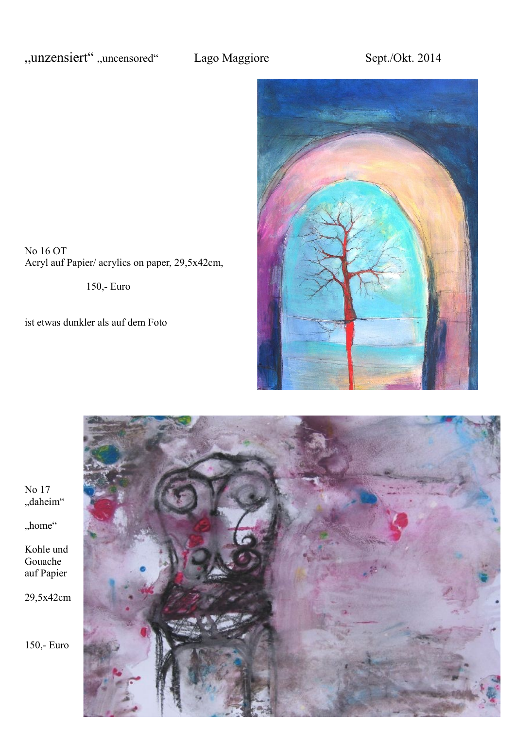„unzensiert“ „uncensored“ Lago Maggiore Sept./Okt. 2014

No 16 OT
Acryl auf Papier/ acrylics on paper, 29,5x42cm,

150,- Euro

ist etwas dunkler als auf dem Foto

No 17
„daheim“

„home“

Kohle und Gouache auf Papier

29,5x42cm

150,- Euro